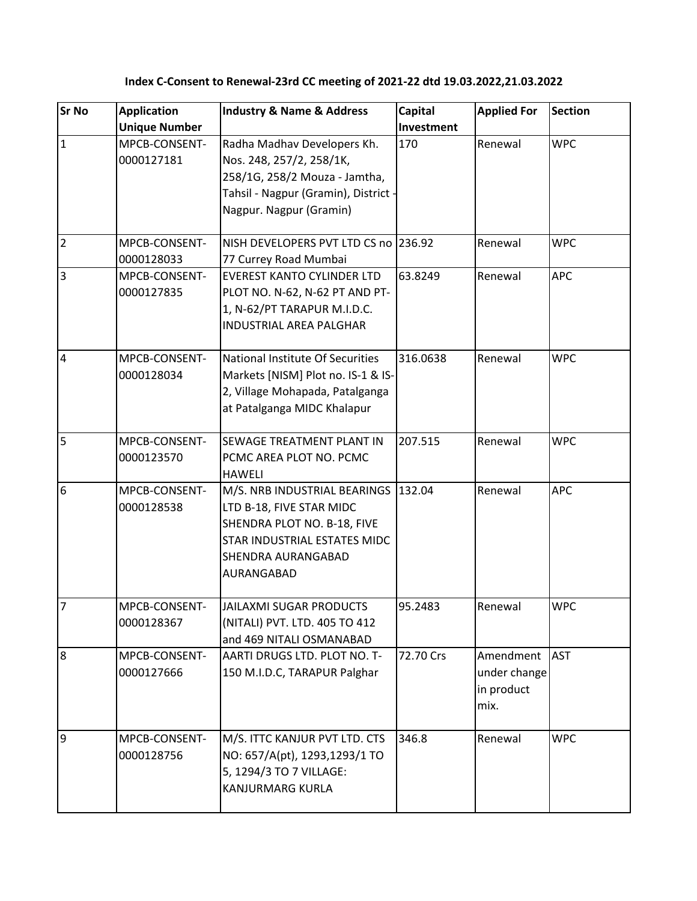**Index C-Consent to Renewal-23rd CC meeting of 2021-22 dtd 19.03.2022,21.03.2022**

| Sr No | Application Unique Number | Industry & Name & Address | Capital Investment | Applied For | Section |
|---|---|---|---|---|---|
| 1 | MPCB-CONSENT-0000127181 | Radha Madhav Developers Kh. Nos. 248, 257/2, 258/1K, 258/1G, 258/2 Mouza - Jamtha, Tahsil - Nagpur (Gramin), District - Nagpur. Nagpur (Gramin) | 170 | Renewal | WPC |
| 2 | MPCB-CONSENT-0000128033 | NISH DEVELOPERS PVT LTD CS no 77 Currey Road Mumbai | 236.92 | Renewal | WPC |
| 3 | MPCB-CONSENT-0000127835 | EVEREST KANTO CYLINDER LTD PLOT NO. N-62, N-62 PT AND PT-1, N-62/PT TARAPUR M.I.D.C. INDUSTRIAL AREA PALGHAR | 63.8249 | Renewal | APC |
| 4 | MPCB-CONSENT-0000128034 | National Institute Of Securities Markets [NISM] Plot no. IS-1 & IS-2, Village Mohapada, Patalganga at Patalganga MIDC Khalapur | 316.0638 | Renewal | WPC |
| 5 | MPCB-CONSENT-0000123570 | SEWAGE TREATMENT PLANT IN PCMC AREA PLOT NO. PCMC HAWELI | 207.515 | Renewal | WPC |
| 6 | MPCB-CONSENT-0000128538 | M/S. NRB INDUSTRIAL BEARINGS LTD B-18, FIVE STAR MIDC SHENDRA PLOT NO. B-18, FIVE STAR INDUSTRIAL ESTATES MIDC SHENDRA AURANGABAD AURANGABAD | 132.04 | Renewal | APC |
| 7 | MPCB-CONSENT-0000128367 | JAILAXMI SUGAR PRODUCTS (NITALI) PVT. LTD. 405 TO 412 and 469 NITALI OSMANABAD | 95.2483 | Renewal | WPC |
| 8 | MPCB-CONSENT-0000127666 | AARTI DRUGS LTD. PLOT NO. T-150 M.I.D.C, TARAPUR Palghar | 72.70 Crs | Amendment under change in product mix. | AST |
| 9 | MPCB-CONSENT-0000128756 | M/S. ITTC KANJUR PVT LTD. CTS NO: 657/A(pt), 1293,1293/1 TO 5, 1294/3 TO 7 VILLAGE: KANJURMARG KURLA | 346.8 | Renewal | WPC |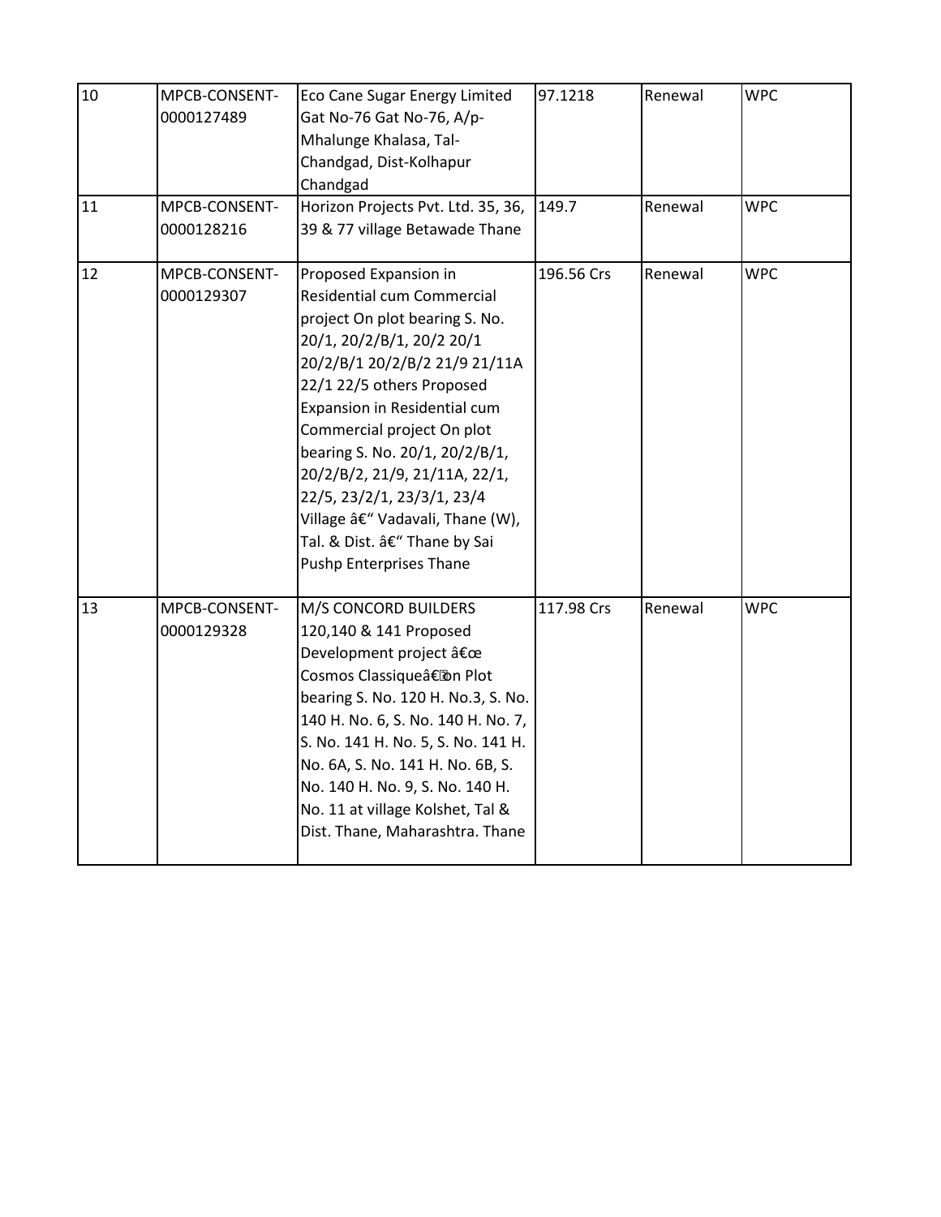| | | | | | |
|---|---|---|---|---|---|
| 10 | MPCB-CONSENT-0000127489 | Eco Cane Sugar Energy Limited Gat No-76 Gat No-76, A/p-Mhalunge Khalasa, Tal-Chandgad, Dist-Kolhapur Chandgad | 97.1218 | Renewal | WPC |
| 11 | MPCB-CONSENT-0000128216 | Horizon Projects Pvt. Ltd. 35, 36, 39 & 77 village Betawade Thane | 149.7 | Renewal | WPC |
| 12 | MPCB-CONSENT-0000129307 | Proposed Expansion in Residential cum Commercial project On plot bearing S. No. 20/1, 20/2/B/1, 20/2 20/1 20/2/B/1 20/2/B/2 21/9 21/11A 22/1 22/5 others Proposed Expansion in Residential cum Commercial project On plot bearing S. No. 20/1, 20/2/B/1, 20/2/B/2, 21/9, 21/11A, 22/1, 22/5, 23/2/1, 23/3/1, 23/4 Village â€" Vadavali, Thane (W), Tal. & Dist. â€" Thane by Sai Pushp Enterprises Thane | 196.56 Crs | Renewal | WPC |
| 13 | MPCB-CONSENT-0000129328 | M/S CONCORD BUILDERS 120,140 & 141 Proposed Development project â€œ Cosmos Classiqueâ€on Plot bearing S. No. 120 H. No.3, S. No. 140 H. No. 6, S. No. 140 H. No. 7, S. No. 141 H. No. 5, S. No. 141 H. No. 6A, S. No. 141 H. No. 6B, S. No. 140 H. No. 9, S. No. 140 H. No. 11 at village Kolshet, Tal & Dist. Thane, Maharashtra. Thane | 117.98 Crs | Renewal | WPC |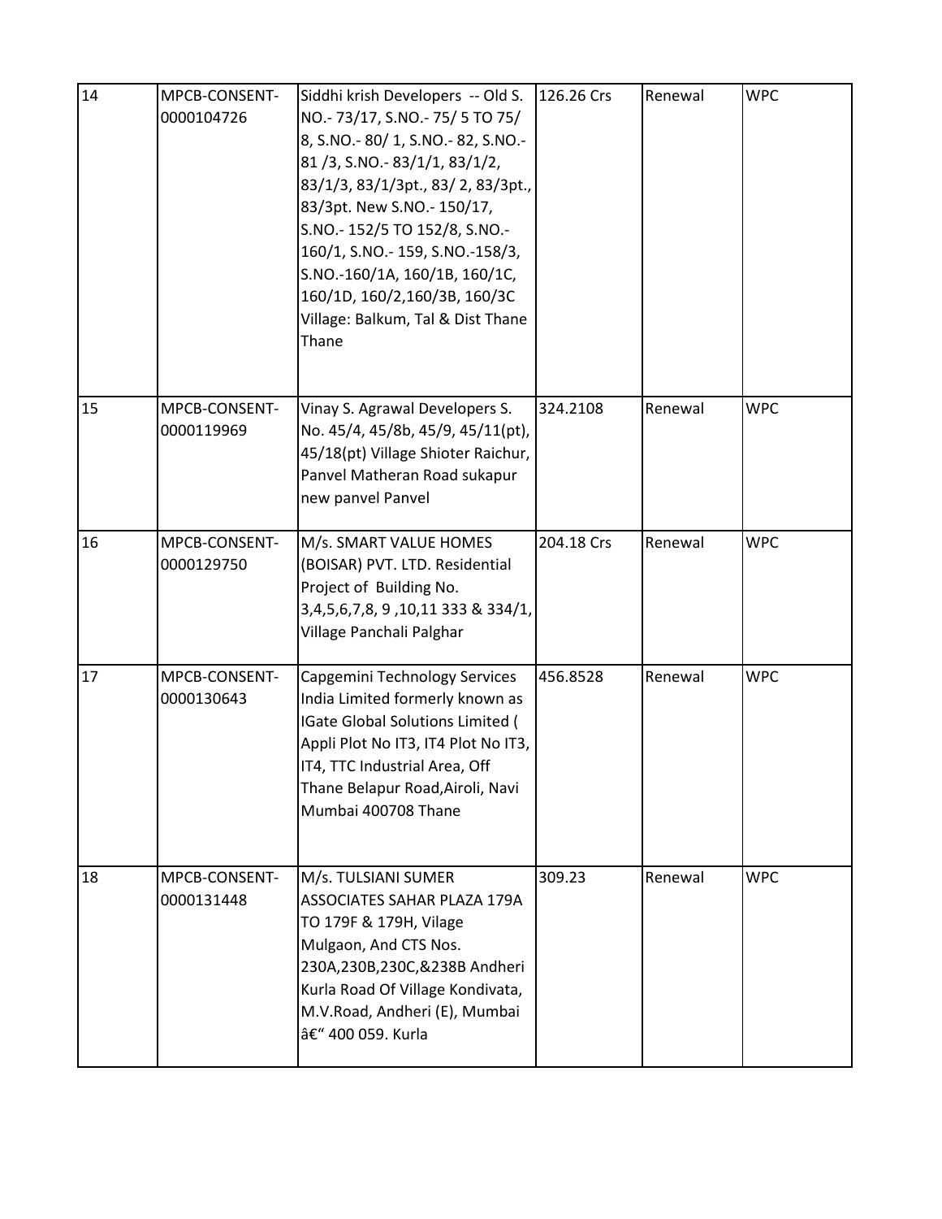| | | | | | |
|---|---|---|---|---|---|
| 14 | MPCB-CONSENT-0000104726 | Siddhi krish Developers -- Old S. NO.- 73/17, S.NO.- 75/ 5 TO 75/ 8, S.NO.- 80/ 1, S.NO.- 82, S.NO.- 81 /3, S.NO.- 83/1/1, 83/1/2, 83/1/3, 83/1/3pt., 83/ 2, 83/3pt., 83/3pt. New S.NO.- 150/17, S.NO.- 152/5 TO 152/8, S.NO.- 160/1, S.NO.- 159, S.NO.-158/3, S.NO.-160/1A, 160/1B, 160/1C, 160/1D, 160/2,160/3B, 160/3C Village: Balkum, Tal & Dist Thane Thane | 126.26 Crs | Renewal | WPC |
| 15 | MPCB-CONSENT-0000119969 | Vinay S. Agrawal Developers S. No. 45/4, 45/8b, 45/9, 45/11(pt), 45/18(pt) Village Shioter Raichur, Panvel Matheran Road sukapur new panvel Panvel | 324.2108 | Renewal | WPC |
| 16 | MPCB-CONSENT-0000129750 | M/s. SMART VALUE HOMES (BOISAR) PVT. LTD. Residential Project of Building No. 3,4,5,6,7,8, 9 ,10,11 333 & 334/1, Village Panchali Palghar | 204.18 Crs | Renewal | WPC |
| 17 | MPCB-CONSENT-0000130643 | Capgemini Technology Services India Limited formerly known as IGate Global Solutions Limited ( Appli Plot No IT3, IT4 Plot No IT3, IT4, TTC Industrial Area, Off Thane Belapur Road,Airoli, Navi Mumbai 400708 Thane | 456.8528 | Renewal | WPC |
| 18 | MPCB-CONSENT-0000131448 | M/s. TULSIANI SUMER ASSOCIATES SAHAR PLAZA 179A TO 179F & 179H, Vilage Mulgaon, And CTS Nos. 230A,230B,230C,&238B Andheri Kurla Road Of Village Kondivata, M.V.Road, Andheri (E), Mumbai â€“ 400 059. Kurla | 309.23 | Renewal | WPC |